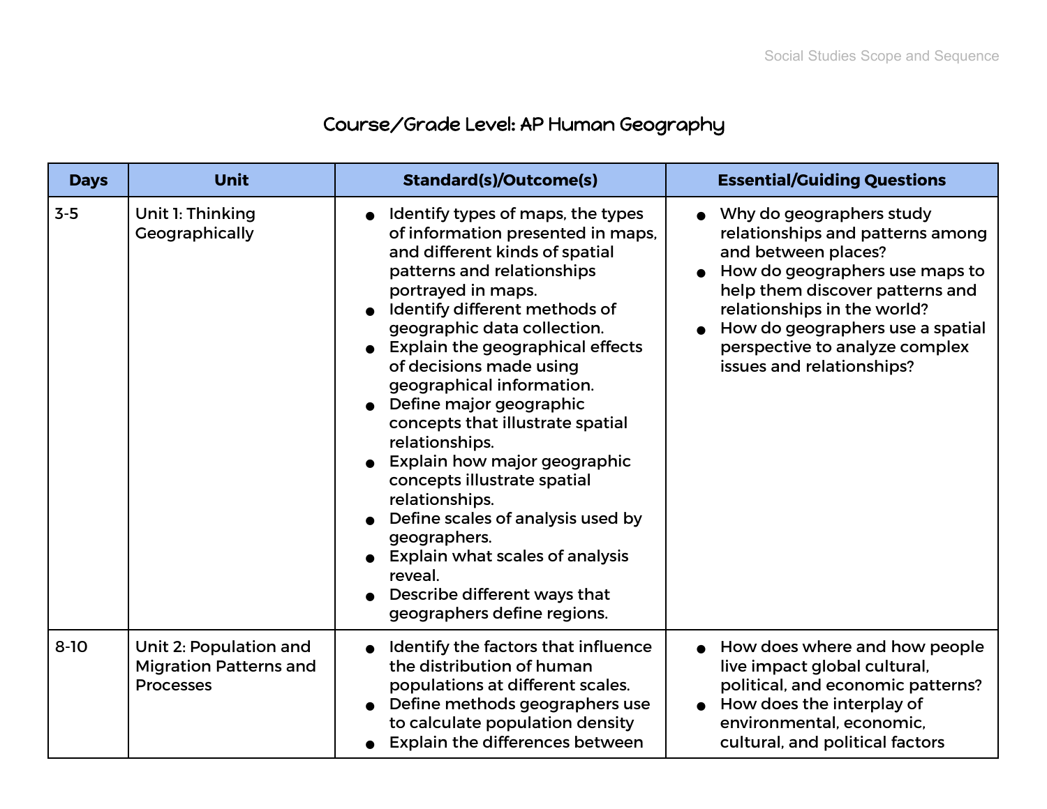# Course/Grade Level: AP Human Geography

| Days | Unit | Standard(s)/Outcome(s) | Essential/Guiding Questions |
|---|---|---|---|
| 3-5 | Unit 1: Thinking Geographically | • Identify types of maps, the types of information presented in maps, and different kinds of spatial patterns and relationships portrayed in maps.<br>• Identify different methods of geographic data collection.<br>• Explain the geographical effects of decisions made using geographical information.<br>• Define major geographic concepts that illustrate spatial relationships.<br>• Explain how major geographic concepts illustrate spatial relationships.<br>• Define scales of analysis used by geographers.<br>• Explain what scales of analysis reveal.<br>• Describe different ways that geographers define regions. | • Why do geographers study relationships and patterns among and between places?<br>• How do geographers use maps to help them discover patterns and relationships in the world?<br>• How do geographers use a spatial perspective to analyze complex issues and relationships? |
| 8-10 | Unit 2: Population and Migration Patterns and Processes | • Identify the factors that influence the distribution of human populations at different scales.<br>• Define methods geographers use to calculate population density<br>• Explain the differences between | • How does where and how people live impact global cultural, political, and economic patterns?<br>• How does the interplay of environmental, economic, cultural, and political factors |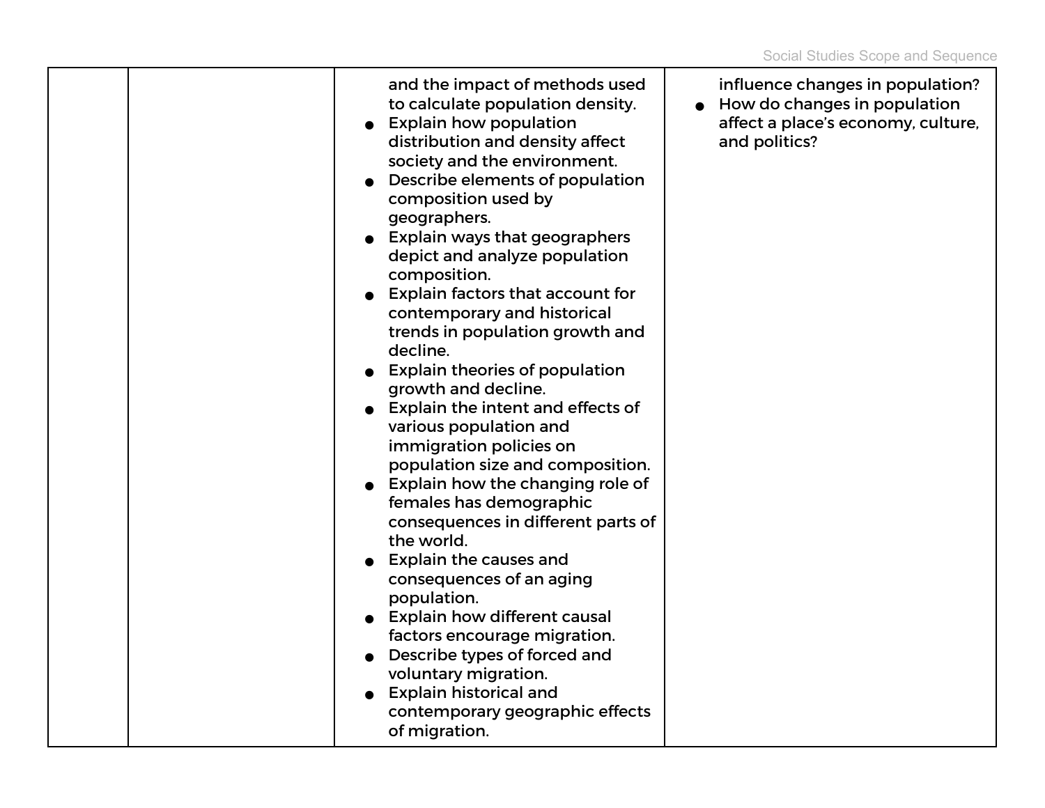| | | and the impact of methods used to calculate population density.<br>● Explain how population distribution and density affect society and the environment.<br>● Describe elements of population composition used by geographers.<br>● Explain ways that geographers depict and analyze population composition.<br>● Explain factors that account for contemporary and historical trends in population growth and decline.<br>● Explain theories of population growth and decline.<br>● Explain the intent and effects of various population and immigration policies on population size and composition.<br>● Explain how the changing role of females has demographic consequences in different parts of the world.<br>● Explain the causes and consequences of an aging population.<br>● Explain how different causal factors encourage migration.<br>● Describe types of forced and voluntary migration.<br>● Explain historical and contemporary geographic effects of migration. | influence changes in population?<br>● How do changes in population affect a place's economy, culture, and politics? |
|---|---|---|---|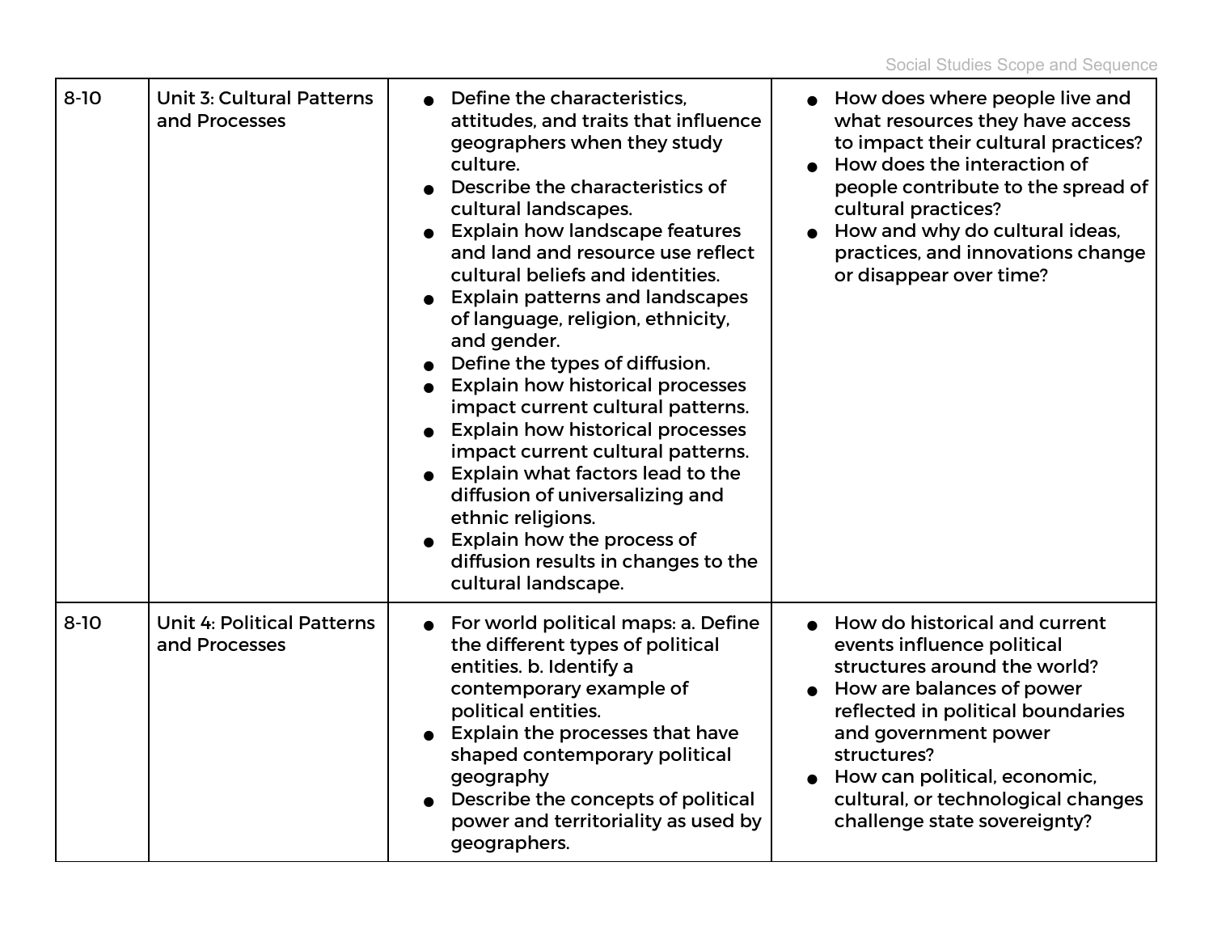| | | | |
|---|---|---|---|
| 8-10 | Unit 3: Cultural Patterns and Processes | <ul><li>Define the characteristics, attitudes, and traits that influence geographers when they study culture.</li><li>Describe the characteristics of cultural landscapes.</li><li>Explain how landscape features and land and resource use reflect cultural beliefs and identities.</li><li>Explain patterns and landscapes of language, religion, ethnicity, and gender.</li><li>Define the types of diffusion.</li><li>Explain how historical processes impact current cultural patterns.</li><li>Explain how historical processes impact current cultural patterns.</li><li>Explain what factors lead to the diffusion of universalizing and ethnic religions.</li><li>Explain how the process of diffusion results in changes to the cultural landscape.</li></ul> | <ul><li>How does where people live and what resources they have access to impact their cultural practices?</li><li>How does the interaction of people contribute to the spread of cultural practices?</li><li>How and why do cultural ideas, practices, and innovations change or disappear over time?</li></ul> |
| 8-10 | Unit 4: Political Patterns and Processes | <ul><li>For world political maps: a. Define the different types of political entities. b. Identify a contemporary example of political entities.</li><li>Explain the processes that have shaped contemporary political geography</li><li>Describe the concepts of political power and territoriality as used by geographers.</li></ul> | <ul><li>How do historical and current events influence political structures around the world?</li><li>How are balances of power reflected in political boundaries and government power structures?</li><li>How can political, economic, cultural, or technological changes challenge state sovereignty?</li></ul> |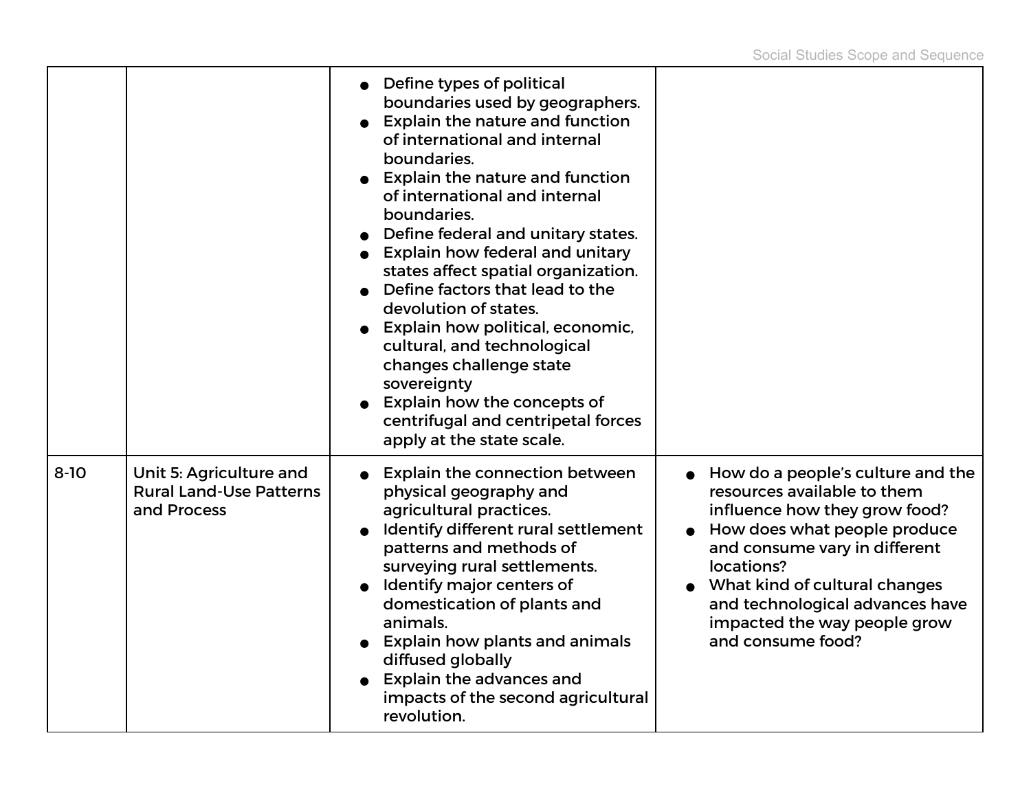| | | | |
|---|---|---|---|
| | | • Define types of political boundaries used by geographers.<br>• Explain the nature and function of international and internal boundaries.<br>• Explain the nature and function of international and internal boundaries.<br>• Define federal and unitary states.<br>• Explain how federal and unitary states affect spatial organization.<br>• Define factors that lead to the devolution of states.<br>• Explain how political, economic, cultural, and technological changes challenge state sovereignty<br>• Explain how the concepts of centrifugal and centripetal forces apply at the state scale. | |
| 8-10 | Unit 5: Agriculture and Rural Land-Use Patterns and Process | • Explain the connection between physical geography and agricultural practices.<br>• Identify different rural settlement patterns and methods of surveying rural settlements.<br>• Identify major centers of domestication of plants and animals.<br>• Explain how plants and animals diffused globally<br>• Explain the advances and impacts of the second agricultural revolution. | • How do a people's culture and the resources available to them influence how they grow food?<br>• How does what people produce and consume vary in different locations?<br>• What kind of cultural changes and technological advances have impacted the way people grow and consume food? |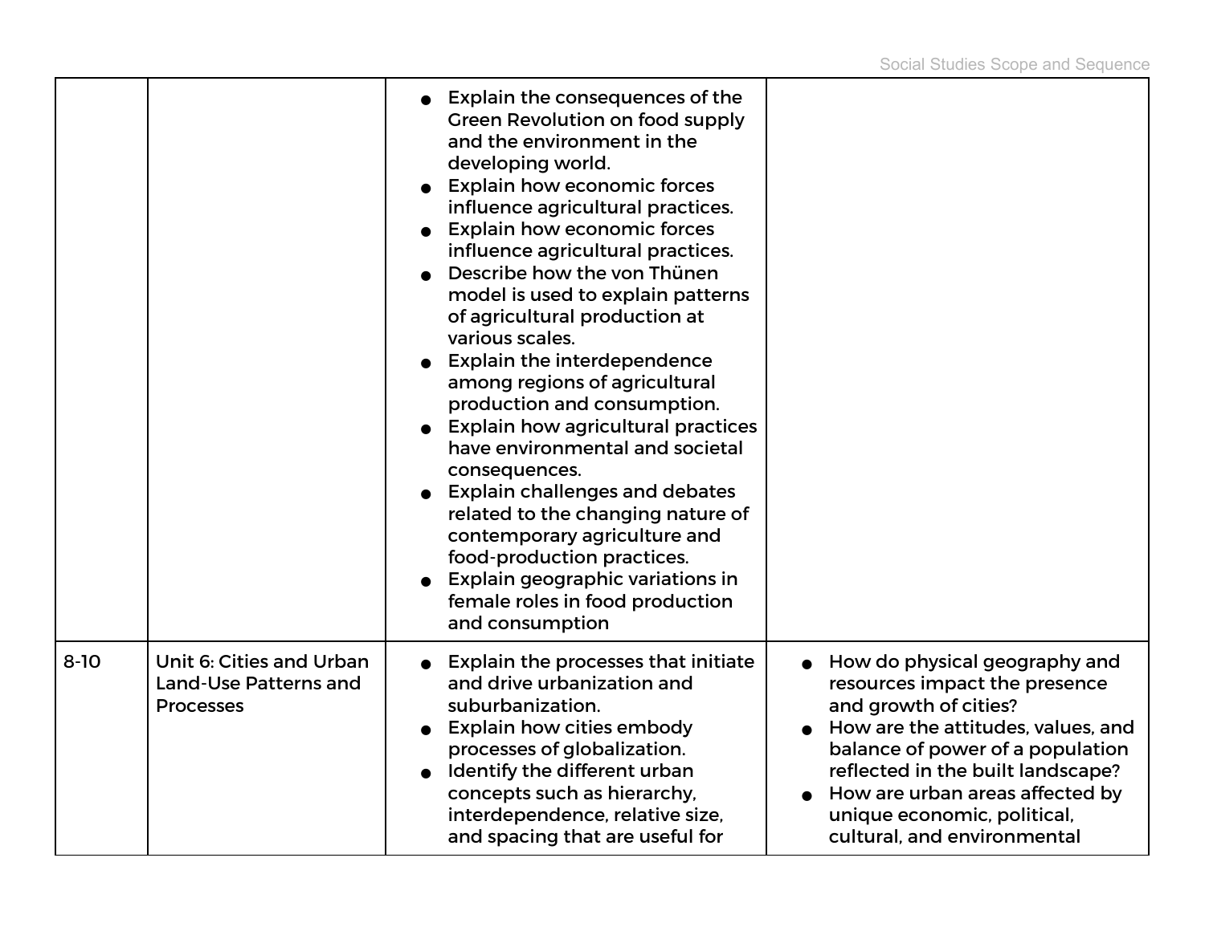| | | | |
|---|---|---|---|
| | | • Explain the consequences of the Green Revolution on food supply and the environment in the developing world.<br>• Explain how economic forces influence agricultural practices.<br>• Explain how economic forces influence agricultural practices.<br>• Describe how the von Thünen model is used to explain patterns of agricultural production at various scales.<br>• Explain the interdependence among regions of agricultural production and consumption.<br>• Explain how agricultural practices have environmental and societal consequences.<br>• Explain challenges and debates related to the changing nature of contemporary agriculture and food-production practices.<br>• Explain geographic variations in female roles in food production and consumption | |
| 8-10 | Unit 6: Cities and Urban Land-Use Patterns and Processes | • Explain the processes that initiate and drive urbanization and suburbanization.<br>• Explain how cities embody processes of globalization.<br>• Identify the different urban concepts such as hierarchy, interdependence, relative size, and spacing that are useful for | • How do physical geography and resources impact the presence and growth of cities?<br>• How are the attitudes, values, and balance of power of a population reflected in the built landscape?<br>• How are urban areas affected by unique economic, political, cultural, and environmental |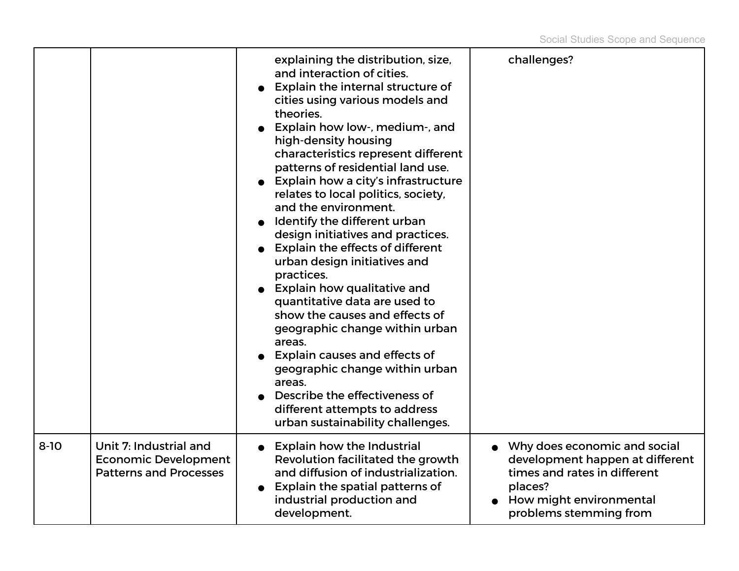| | | | |
|---|---|---|---|
| | | explaining the distribution, size, and interaction of cities.<br>● Explain the internal structure of cities using various models and theories.<br>● Explain how low-, medium-, and high-density housing characteristics represent different patterns of residential land use.<br>● Explain how a city's infrastructure relates to local politics, society, and the environment.<br>● Identify the different urban design initiatives and practices.<br>● Explain the effects of different urban design initiatives and practices.<br>● Explain how qualitative and quantitative data are used to show the causes and effects of geographic change within urban areas.<br>● Explain causes and effects of geographic change within urban areas.<br>● Describe the effectiveness of different attempts to address urban sustainability challenges. | challenges? |
| 8-10 | Unit 7: Industrial and Economic Development Patterns and Processes | ● Explain how the Industrial Revolution facilitated the growth and diffusion of industrialization.<br>● Explain the spatial patterns of industrial production and development. | ● Why does economic and social development happen at different times and rates in different places?<br>● How might environmental problems stemming from |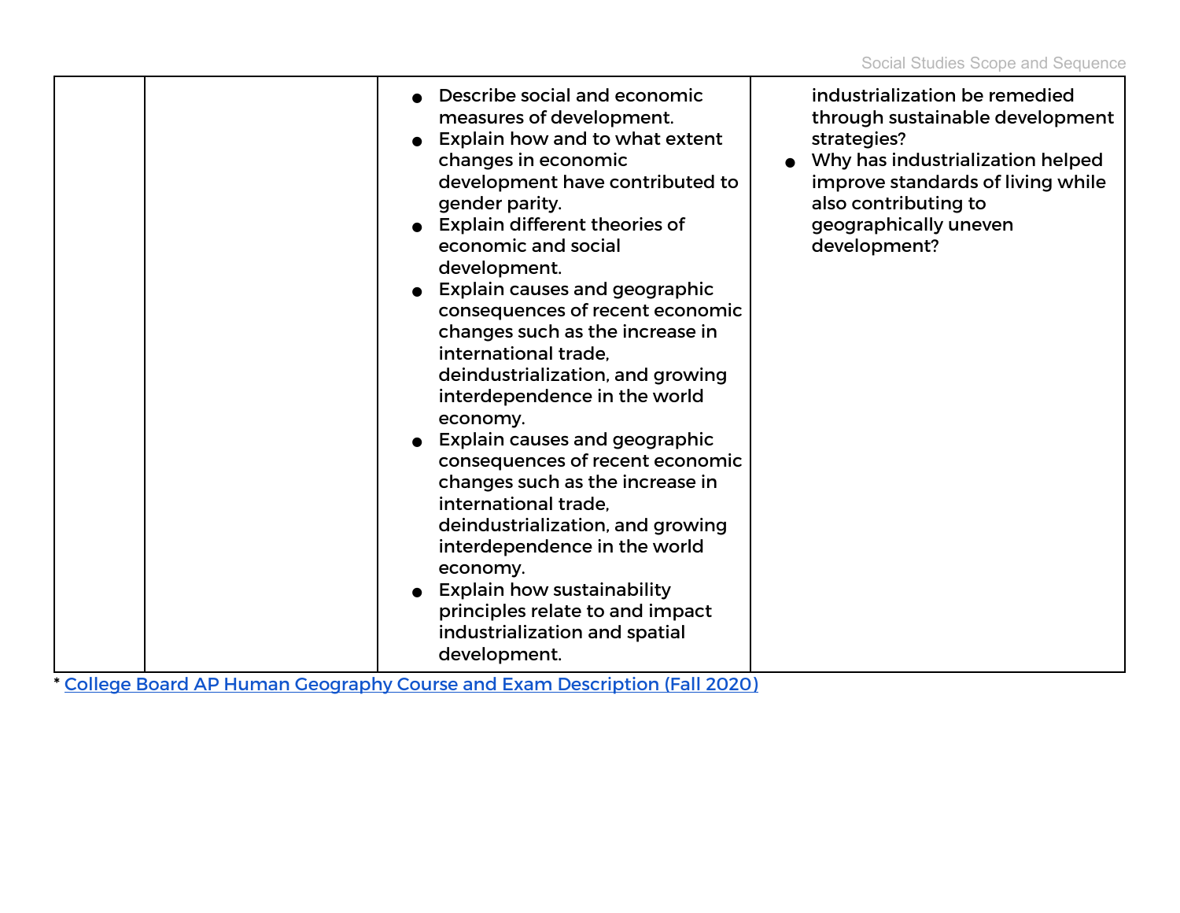| | | | |
|---|---|---|---|
| | | <ul><li>Describe social and economic measures of development.</li><li>Explain how and to what extent changes in economic development have contributed to gender parity.</li><li>Explain different theories of economic and social development.</li><li>Explain causes and geographic consequences of recent economic changes such as the increase in international trade, deindustrialization, and growing interdependence in the world economy.</li><li>Explain causes and geographic consequences of recent economic changes such as the increase in international trade, deindustrialization, and growing interdependence in the world economy.</li><li>Explain how sustainability principles relate to and impact industrialization and spatial development.</li></ul> | industrialization be remedied through sustainable development strategies?<ul><li>Why has industrialization helped improve standards of living while also contributing to geographically uneven development?</li></ul> |

* College Board AP Human Geography Course and Exam Description (Fall 2020)